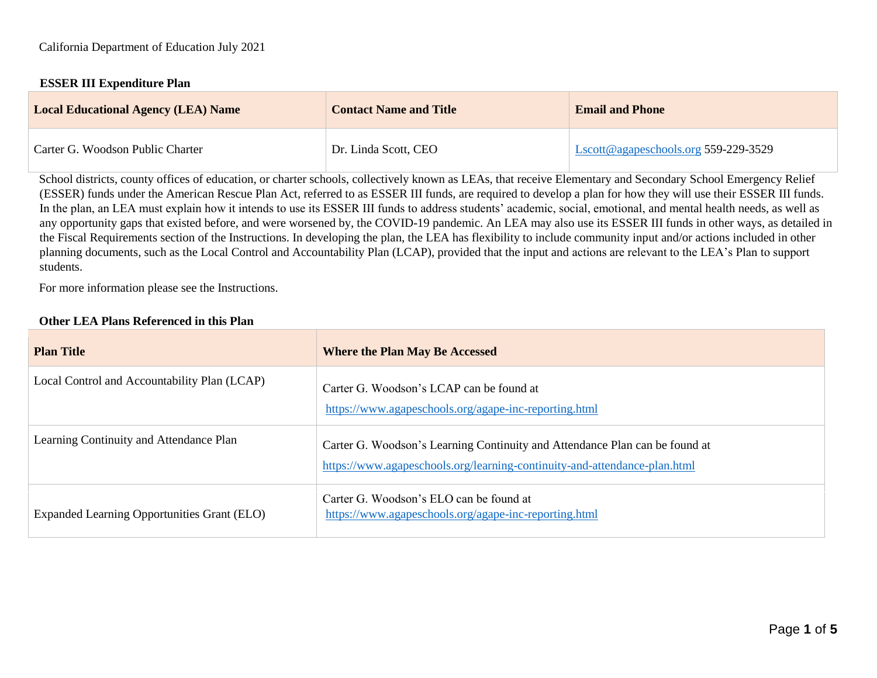California Department of Education July 2021

## ESSER III Expenditure Plan

| Local Educational Agency (LEA) Name | Contact Name and Title | Email and Phone |
| --- | --- | --- |
| Carter G. Woodson Public Charter | Dr. Linda Scott, CEO | Lscott@agapeschools.org 559-229-3529 |

School districts, county offices of education, or charter schools, collectively known as LEAs, that receive Elementary and Secondary School Emergency Relief (ESSER) funds under the American Rescue Plan Act, referred to as ESSER III funds, are required to develop a plan for how they will use their ESSER III funds. In the plan, an LEA must explain how it intends to use its ESSER III funds to address students' academic, social, emotional, and mental health needs, as well as any opportunity gaps that existed before, and were worsened by, the COVID-19 pandemic. An LEA may also use its ESSER III funds in other ways, as detailed in the Fiscal Requirements section of the Instructions. In developing the plan, the LEA has flexibility to include community input and/or actions included in other planning documents, such as the Local Control and Accountability Plan (LCAP), provided that the input and actions are relevant to the LEA's Plan to support students.

For more information please see the Instructions.

### Other LEA Plans Referenced in this Plan

| Plan Title | Where the Plan May Be Accessed |
| --- | --- |
| Local Control and Accountability Plan (LCAP) | Carter G. Woodson's LCAP can be found at https://www.agapeschools.org/agape-inc-reporting.html |
| Learning Continuity and Attendance Plan | Carter G. Woodson's Learning Continuity and Attendance Plan can be found at https://www.agapeschools.org/learning-continuity-and-attendance-plan.html |
| Expanded Learning Opportunities Grant (ELO) | Carter G. Woodson's ELO can be found at https://www.agapeschools.org/agape-inc-reporting.html |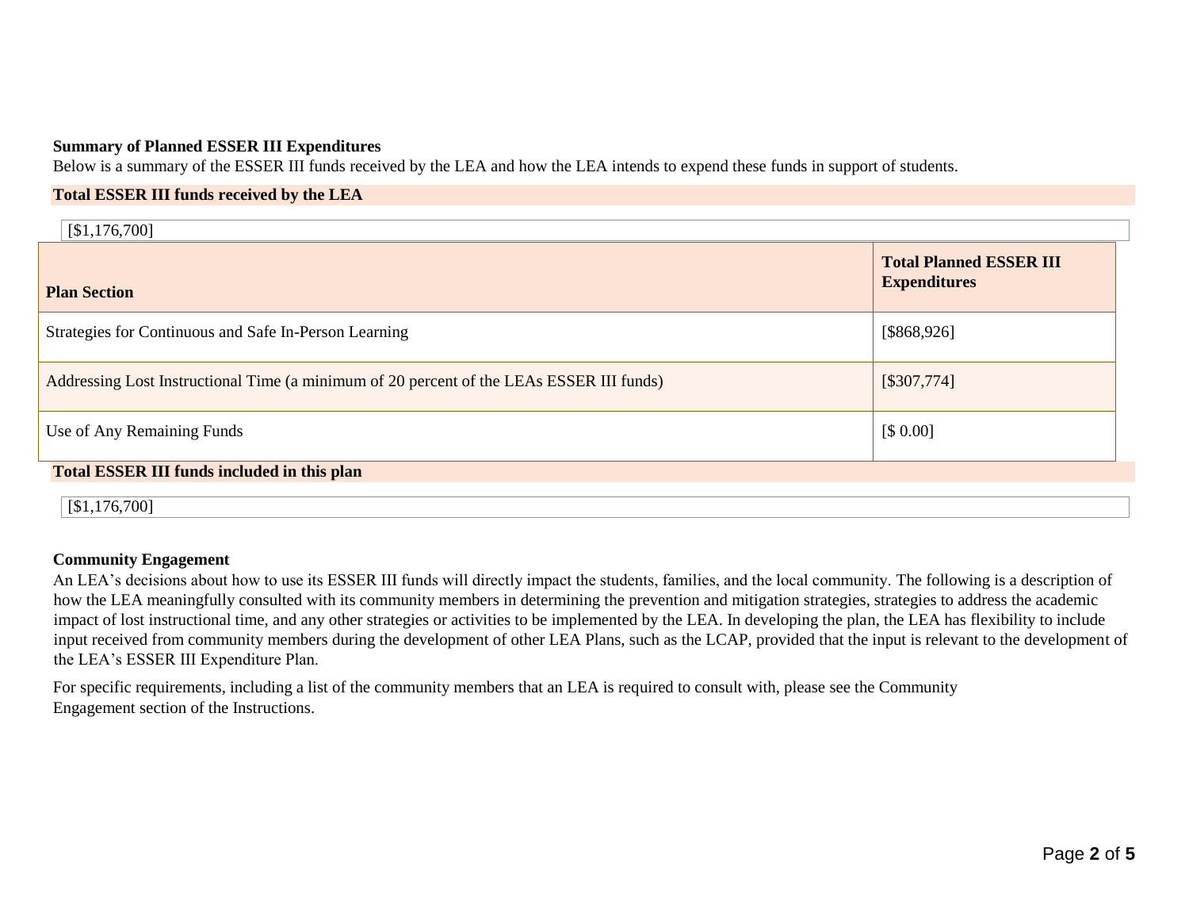### Summary of Planned ESSER III Expenditures

Below is a summary of the ESSER III funds received by the LEA and how the LEA intends to expend these funds in support of students.

**Total ESSER III funds received by the LEA**

[$1,176,700]

| Plan Section | Total Planned ESSER III Expenditures |
|---|---|
| Strategies for Continuous and Safe In-Person Learning | [$868,926] |
| Addressing Lost Instructional Time (a minimum of 20 percent of the LEAs ESSER III funds) | [$307,774] |
| Use of Any Remaining Funds | [$ 0.00] |

**Total ESSER III funds included in this plan**

[$1,176,700]

### Community Engagement

An LEA's decisions about how to use its ESSER III funds will directly impact the students, families, and the local community. The following is a description of how the LEA meaningfully consulted with its community members in determining the prevention and mitigation strategies, strategies to address the academic impact of lost instructional time, and any other strategies or activities to be implemented by the LEA. In developing the plan, the LEA has flexibility to include input received from community members during the development of other LEA Plans, such as the LCAP, provided that the input is relevant to the development of the LEA's ESSER III Expenditure Plan.

For specific requirements, including a list of the community members that an LEA is required to consult with, please see the Community Engagement section of the Instructions.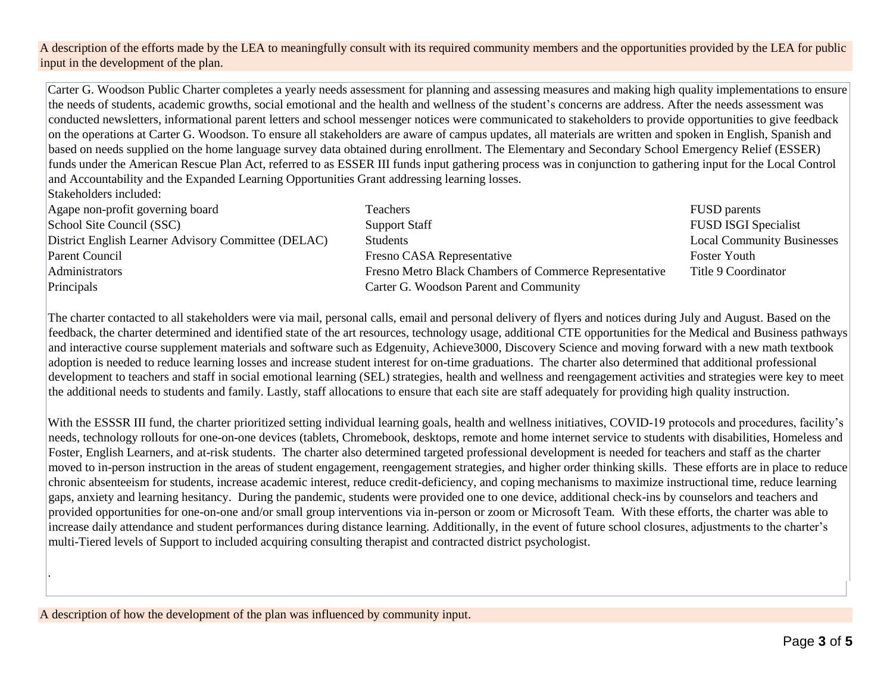A description of the efforts made by the LEA to meaningfully consult with its required community members and the opportunities provided by the LEA for public input in the development of the plan.

Carter G. Woodson Public Charter completes a yearly needs assessment for planning and assessing measures and making high quality implementations to ensure the needs of students, academic growths, social emotional and the health and wellness of the student's concerns are address. After the needs assessment was conducted newsletters, informational parent letters and school messenger notices were communicated to stakeholders to provide opportunities to give feedback on the operations at Carter G. Woodson. To ensure all stakeholders are aware of campus updates, all materials are written and spoken in English, Spanish and based on needs supplied on the home language survey data obtained during enrollment. The Elementary and Secondary School Emergency Relief (ESSER) funds under the American Rescue Plan Act, referred to as ESSER III funds input gathering process was in conjunction to gathering input for the Local Control and Accountability and the Expanded Learning Opportunities Grant addressing learning losses.

Stakeholders included:

- Agape non-profit governing board
- School Site Council (SSC)
- District English Learner Advisory Committee (DELAC)
- Parent Council
- Administrators
- Principals
- Teachers
- Support Staff
- Students
- Fresno CASA Representative
- Fresno Metro Black Chambers of Commerce Representative
- Carter G. Woodson Parent and Community
- FUSD parents
- FUSD ISGI Specialist
- Local Community Businesses
- Foster Youth
- Title 9 Coordinator

The charter contacted to all stakeholders were via mail, personal calls, email and personal delivery of flyers and notices during July and August. Based on the feedback, the charter determined and identified state of the art resources, technology usage, additional CTE opportunities for the Medical and Business pathways and interactive course supplement materials and software such as Edgenuity, Achieve3000, Discovery Science and moving forward with a new math textbook adoption is needed to reduce learning losses and increase student interest for on-time graduations. The charter also determined that additional professional development to teachers and staff in social emotional learning (SEL) strategies, health and wellness and reengagement activities and strategies were key to meet the additional needs to students and family. Lastly, staff allocations to ensure that each site are staff adequately for providing high quality instruction.

With the ESSSR III fund, the charter prioritized setting individual learning goals, health and wellness initiatives, COVID-19 protocols and procedures, facility's needs, technology rollouts for one-on-one devices (tablets, Chromebook, desktops, remote and home internet service to students with disabilities, Homeless and Foster, English Learners, and at-risk students. The charter also determined targeted professional development is needed for teachers and staff as the charter moved to in-person instruction in the areas of student engagement, reengagement strategies, and higher order thinking skills. These efforts are in place to reduce chronic absenteeism for students, increase academic interest, reduce credit-deficiency, and coping mechanisms to maximize instructional time, reduce learning gaps, anxiety and learning hesitancy. During the pandemic, students were provided one to one device, additional check-ins by counselors and teachers and provided opportunities for one-on-one and/or small group interventions via in-person or zoom or Microsoft Team. With these efforts, the charter was able to increase daily attendance and student performances during distance learning. Additionally, in the event of future school closures, adjustments to the charter's multi-Tiered levels of Support to included acquiring consulting therapist and contracted district psychologist.

.

A description of how the development of the plan was influenced by community input.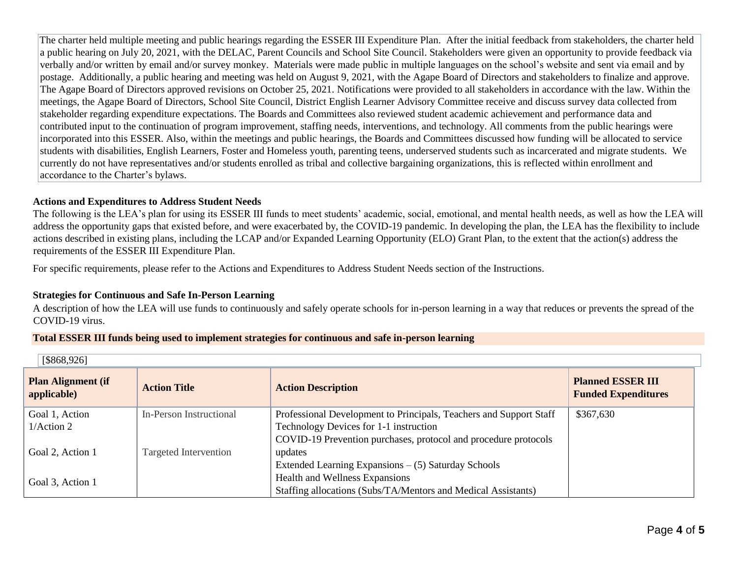The charter held multiple meeting and public hearings regarding the ESSER III Expenditure Plan. After the initial feedback from stakeholders, the charter held a public hearing on July 20, 2021, with the DELAC, Parent Councils and School Site Council. Stakeholders were given an opportunity to provide feedback via verbally and/or written by email and/or survey monkey. Materials were made public in multiple languages on the school's website and sent via email and by postage. Additionally, a public hearing and meeting was held on August 9, 2021, with the Agape Board of Directors and stakeholders to finalize and approve. The Agape Board of Directors approved revisions on October 25, 2021. Notifications were provided to all stakeholders in accordance with the law. Within the meetings, the Agape Board of Directors, School Site Council, District English Learner Advisory Committee receive and discuss survey data collected from stakeholder regarding expenditure expectations. The Boards and Committees also reviewed student academic achievement and performance data and contributed input to the continuation of program improvement, staffing needs, interventions, and technology. All comments from the public hearings were incorporated into this ESSER. Also, within the meetings and public hearings, the Boards and Committees discussed how funding will be allocated to service students with disabilities, English Learners, Foster and Homeless youth, parenting teens, underserved students such as incarcerated and migrate students. We currently do not have representatives and/or students enrolled as tribal and collective bargaining organizations, this is reflected within enrollment and accordance to the Charter's bylaws.

### Actions and Expenditures to Address Student Needs

The following is the LEA's plan for using its ESSER III funds to meet students' academic, social, emotional, and mental health needs, as well as how the LEA will address the opportunity gaps that existed before, and were exacerbated by, the COVID-19 pandemic. In developing the plan, the LEA has the flexibility to include actions described in existing plans, including the LCAP and/or Expanded Learning Opportunity (ELO) Grant Plan, to the extent that the action(s) address the requirements of the ESSER III Expenditure Plan.

For specific requirements, please refer to the Actions and Expenditures to Address Student Needs section of the Instructions.

### Strategies for Continuous and Safe In-Person Learning

A description of how the LEA will use funds to continuously and safely operate schools for in-person learning in a way that reduces or prevents the spread of the COVID-19 virus.

**Total ESSER III funds being used to implement strategies for continuous and safe in-person learning**

[$868,926]

| Plan Alignment (if applicable) | Action Title | Action Description | Planned ESSER III Funded Expenditures |
|---|---|---|---|
| Goal 1, Action 1/Action 2<br><br>Goal 2, Action 1<br><br>Goal 3, Action 1 | In-Person Instructional<br><br>Targeted Intervention | Professional Development to Principals, Teachers and Support Staff<br>Technology Devices for 1-1 instruction<br>COVID-19 Prevention purchases, protocol and procedure protocols updates<br>Extended Learning Expansions – (5) Saturday Schools<br>Health and Wellness Expansions<br>Staffing allocations (Subs/TA/Mentors and Medical Assistants) | $367,630 |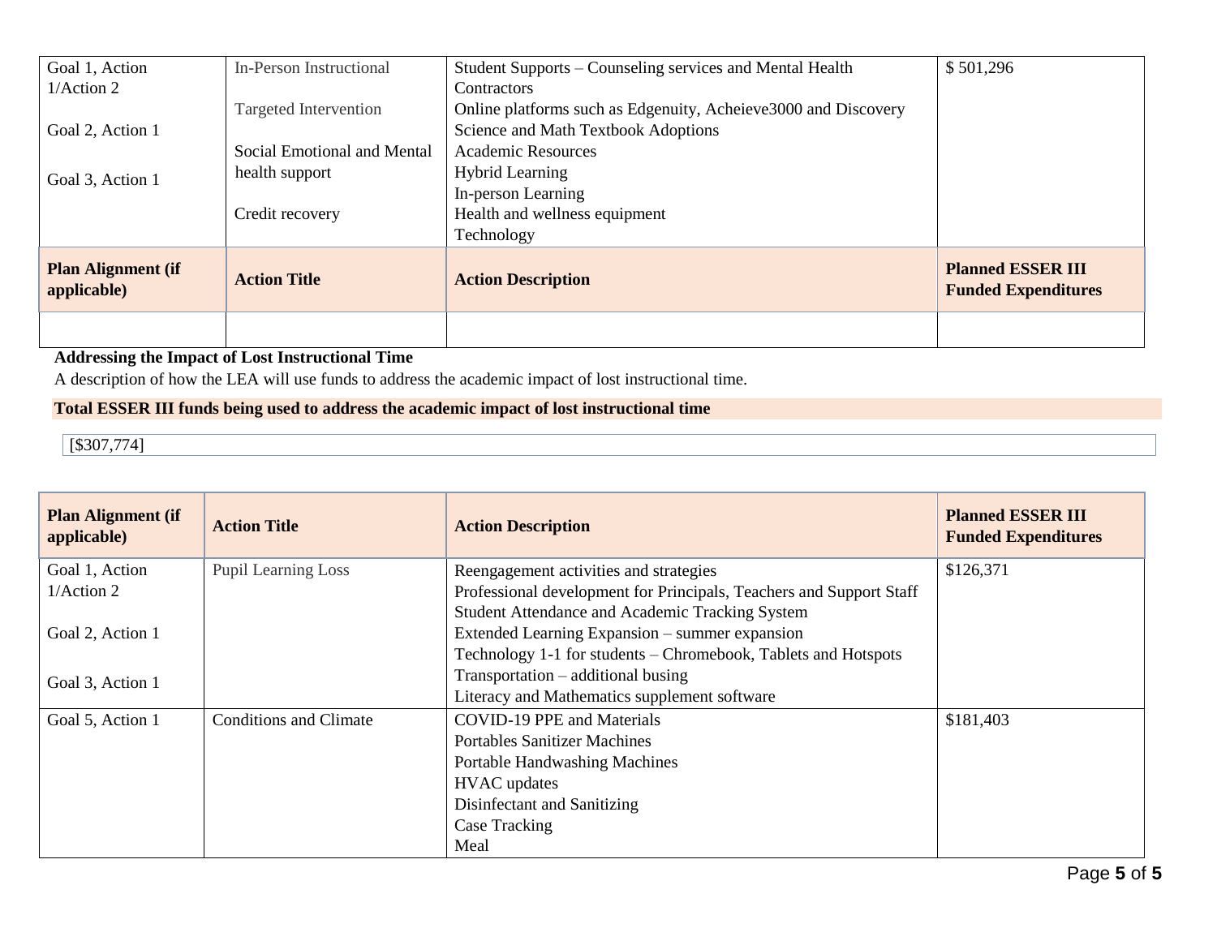| Goal 1, Action 1/Action 2<br><br>Goal 2, Action 1<br><br>Goal 3, Action 1 | In-Person Instructional<br><br>Targeted Intervention<br><br>Social Emotional and Mental health support<br><br>Credit recovery | Student Supports – Counseling services and Mental Health Contractors<br>Online platforms such as Edgenuity, Acheieve3000 and Discovery<br>Science and Math Textbook Adoptions<br>Academic Resources<br>Hybrid Learning<br>In-person Learning<br>Health and wellness equipment<br>Technology | $ 501,296 |
|---|---|---|---|
| **Plan Alignment (if applicable)** | **Action Title** | **Action Description** | **Planned ESSER III Funded Expenditures** |
| | | | |

**Addressing the Impact of Lost Instructional Time**

A description of how the LEA will use funds to address the academic impact of lost instructional time.

**Total ESSER III funds being used to address the academic impact of lost instructional time**

[$307,774]

| Plan Alignment (if applicable) | Action Title | Action Description | Planned ESSER III Funded Expenditures |
|---|---|---|---|
| Goal 1, Action 1/Action 2<br><br>Goal 2, Action 1<br><br>Goal 3, Action 1 | Pupil Learning Loss | Reengagement activities and strategies<br>Professional development for Principals, Teachers and Support Staff<br>Student Attendance and Academic Tracking System<br>Extended Learning Expansion – summer expansion<br>Technology 1-1 for students – Chromebook, Tablets and Hotspots<br>Transportation – additional busing<br>Literacy and Mathematics supplement software | $126,371 |
| Goal 5, Action 1 | Conditions and Climate | COVID-19 PPE and Materials<br>Portables Sanitizer Machines<br>Portable Handwashing Machines<br>HVAC updates<br>Disinfectant and Sanitizing<br>Case Tracking<br>Meal | $181,403 |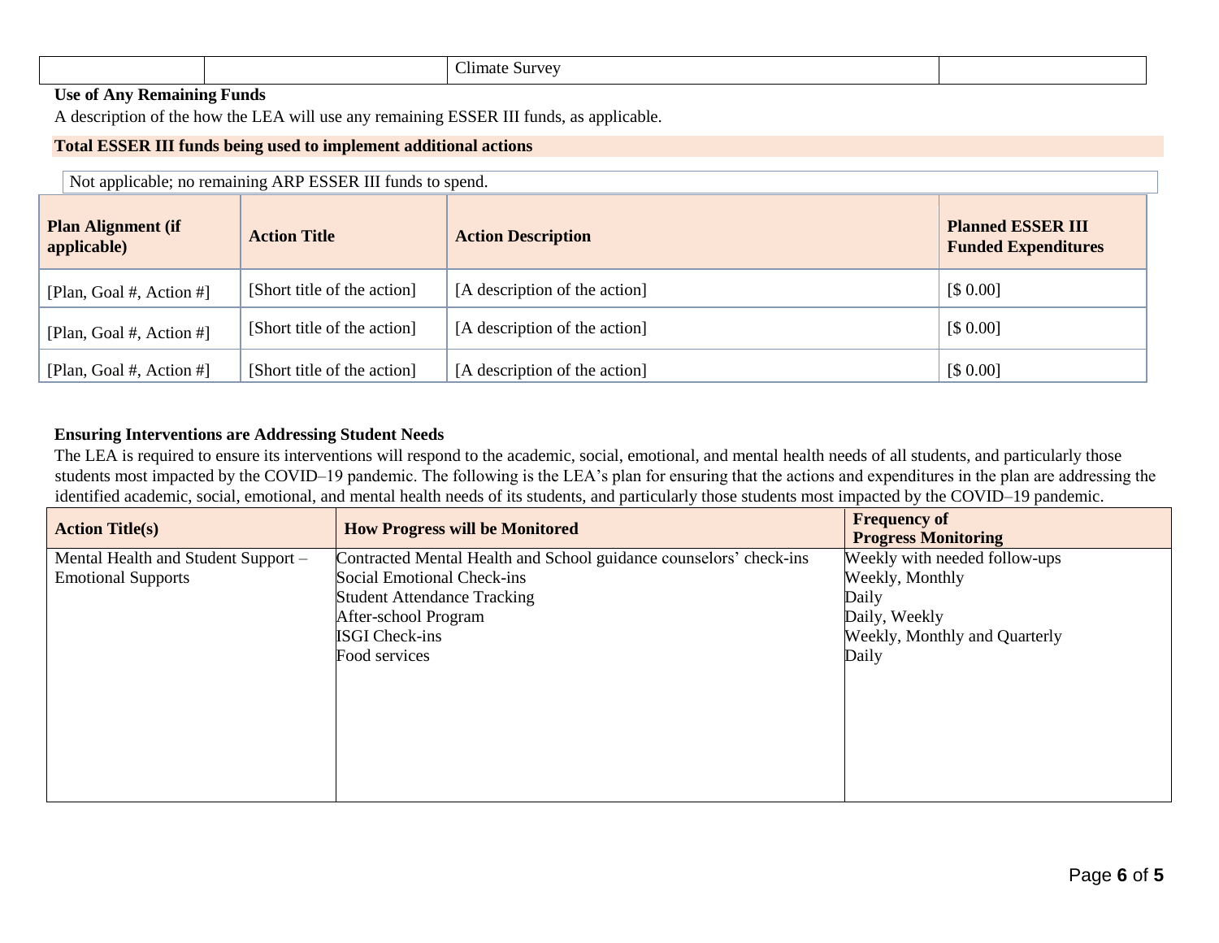| | | Climate Survey | |
|---|---|---|---|

**Use of Any Remaining Funds**

A description of the how the LEA will use any remaining ESSER III funds, as applicable.

**Total ESSER III funds being used to implement additional actions**

Not applicable; no remaining ARP ESSER III funds to spend.

| Plan Alignment (if applicable) | Action Title | Action Description | Planned ESSER III Funded Expenditures |
|---|---|---|---|
| [Plan, Goal #, Action #] | [Short title of the action] | [A description of the action] | [$ 0.00] |
| [Plan, Goal #, Action #] | [Short title of the action] | [A description of the action] | [$ 0.00] |
| [Plan, Goal #, Action #] | [Short title of the action] | [A description of the action] | [$ 0.00] |

**Ensuring Interventions are Addressing Student Needs**

The LEA is required to ensure its interventions will respond to the academic, social, emotional, and mental health needs of all students, and particularly those students most impacted by the COVID–19 pandemic. The following is the LEA's plan for ensuring that the actions and expenditures in the plan are addressing the identified academic, social, emotional, and mental health needs of its students, and particularly those students most impacted by the COVID–19 pandemic.

| Action Title(s) | How Progress will be Monitored | Frequency of Progress Monitoring |
|---|---|---|
| Mental Health and Student Support – Emotional Supports | Contracted Mental Health and School guidance counselors' check-ins<br>Social Emotional Check-ins<br>Student Attendance Tracking<br>After-school Program<br>ISGI Check-ins<br>Food services | Weekly with needed follow-ups<br>Weekly, Monthly<br>Daily<br>Daily, Weekly<br>Weekly, Monthly and Quarterly<br>Daily |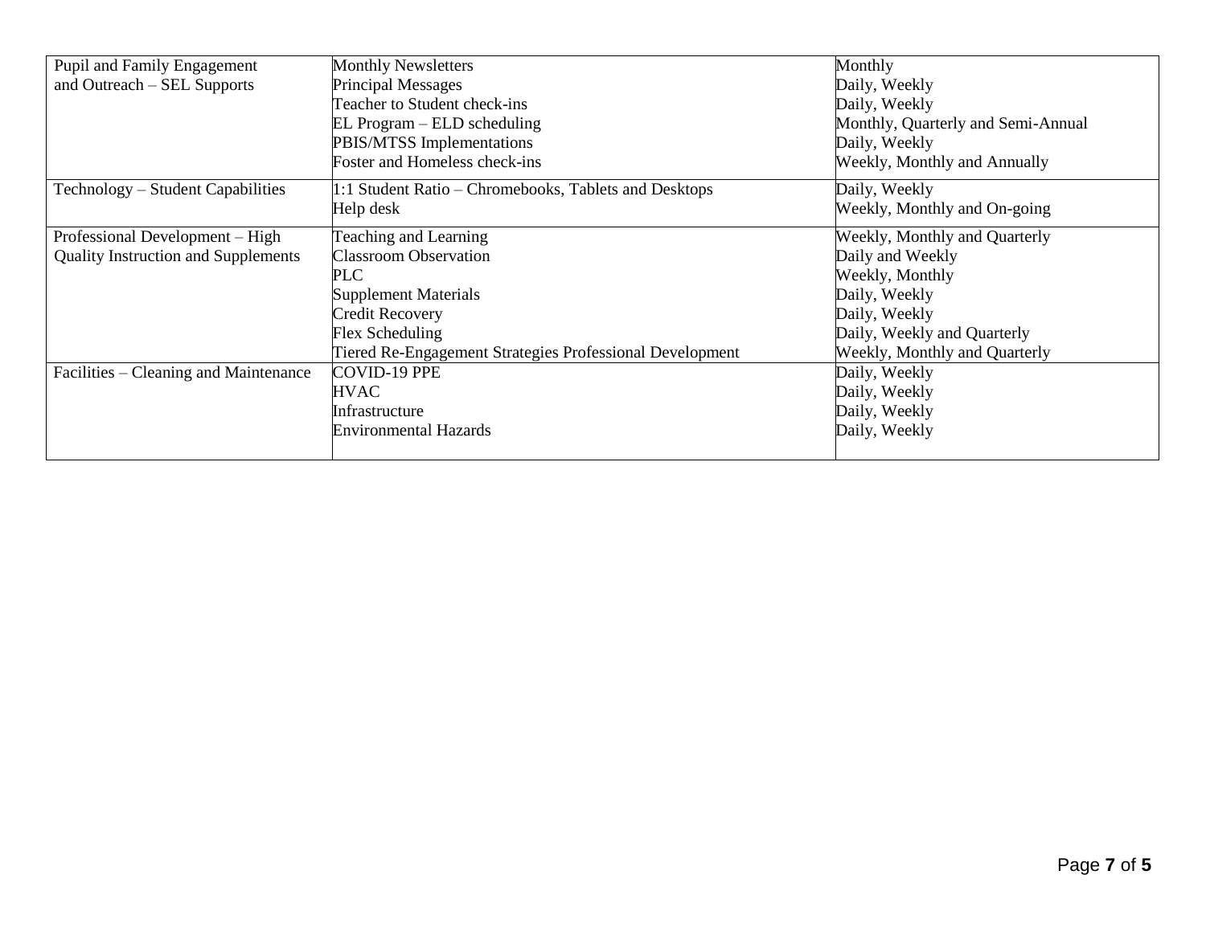| | | |
|---|---|---|
| Pupil and Family Engagement and Outreach – SEL Supports | Monthly Newsletters<br>Principal Messages<br>Teacher to Student check-ins<br>EL Program – ELD scheduling<br>PBIS/MTSS Implementations<br>Foster and Homeless check-ins | Monthly<br>Daily, Weekly<br>Daily, Weekly<br>Monthly, Quarterly and Semi-Annual<br>Daily, Weekly<br>Weekly, Monthly and Annually |
| Technology – Student Capabilities | 1:1 Student Ratio – Chromebooks, Tablets and Desktops<br>Help desk | Daily, Weekly<br>Weekly, Monthly and On-going |
| Professional Development – High Quality Instruction and Supplements | Teaching and Learning<br>Classroom Observation<br>PLC<br>Supplement Materials<br>Credit Recovery<br>Flex Scheduling<br>Tiered Re-Engagement Strategies Professional Development | Weekly, Monthly and Quarterly<br>Daily and Weekly<br>Weekly, Monthly<br>Daily, Weekly<br>Daily, Weekly<br>Daily, Weekly and Quarterly<br>Weekly, Monthly and Quarterly |
| Facilities – Cleaning and Maintenance | COVID-19 PPE<br>HVAC<br>Infrastructure<br>Environmental Hazards | Daily, Weekly<br>Daily, Weekly<br>Daily, Weekly<br>Daily, Weekly |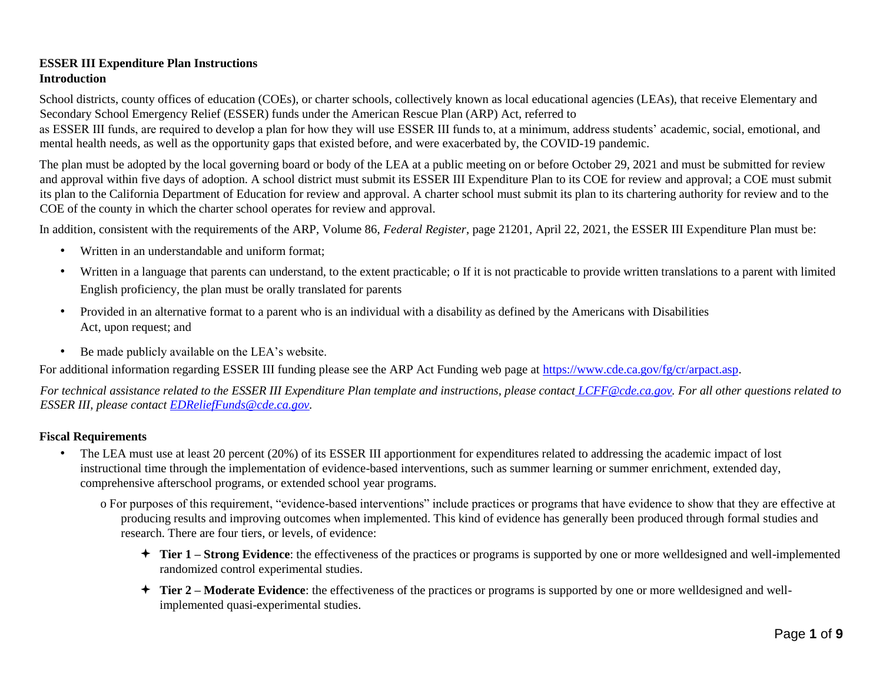**ESSER III Expenditure Plan Instructions**
**Introduction**

School districts, county offices of education (COEs), or charter schools, collectively known as local educational agencies (LEAs), that receive Elementary and Secondary School Emergency Relief (ESSER) funds under the American Rescue Plan (ARP) Act, referred to as ESSER III funds, are required to develop a plan for how they will use ESSER III funds to, at a minimum, address students' academic, social, emotional, and mental health needs, as well as the opportunity gaps that existed before, and were exacerbated by, the COVID-19 pandemic.

The plan must be adopted by the local governing board or body of the LEA at a public meeting on or before October 29, 2021 and must be submitted for review and approval within five days of adoption. A school district must submit its ESSER III Expenditure Plan to its COE for review and approval; a COE must submit its plan to the California Department of Education for review and approval. A charter school must submit its plan to its chartering authority for review and to the COE of the county in which the charter school operates for review and approval.

In addition, consistent with the requirements of the ARP, Volume 86, *Federal Register*, page 21201, April 22, 2021, the ESSER III Expenditure Plan must be:

- Written in an understandable and uniform format;
- Written in a language that parents can understand, to the extent practicable;
  - If it is not practicable to provide written translations to a parent with limited English proficiency, the plan must be orally translated for parents
- Provided in an alternative format to a parent who is an individual with a disability as defined by the Americans with Disabilities Act, upon request; and
- Be made publicly available on the LEA's website.

For additional information regarding ESSER III funding please see the ARP Act Funding web page at https://www.cde.ca.gov/fg/cr/arpact.asp.

*For technical assistance related to the ESSER III Expenditure Plan template and instructions, please contact LCFF@cde.ca.gov. For all other questions related to ESSER III, please contact EDReliefFunds@cde.ca.gov.*

**Fiscal Requirements**

- The LEA must use at least 20 percent (20%) of its ESSER III apportionment for expenditures related to addressing the academic impact of lost instructional time through the implementation of evidence-based interventions, such as summer learning or summer enrichment, extended day, comprehensive afterschool programs, or extended school year programs.
  - For purposes of this requirement, "evidence-based interventions" include practices or programs that have evidence to show that they are effective at producing results and improving outcomes when implemented. This kind of evidence has generally been produced through formal studies and research. There are four tiers, or levels, of evidence:
    - **Tier 1 – Strong Evidence**: the effectiveness of the practices or programs is supported by one or more welldesigned and well-implemented randomized control experimental studies.
    - **Tier 2 – Moderate Evidence**: the effectiveness of the practices or programs is supported by one or more welldesigned and well-implemented quasi-experimental studies.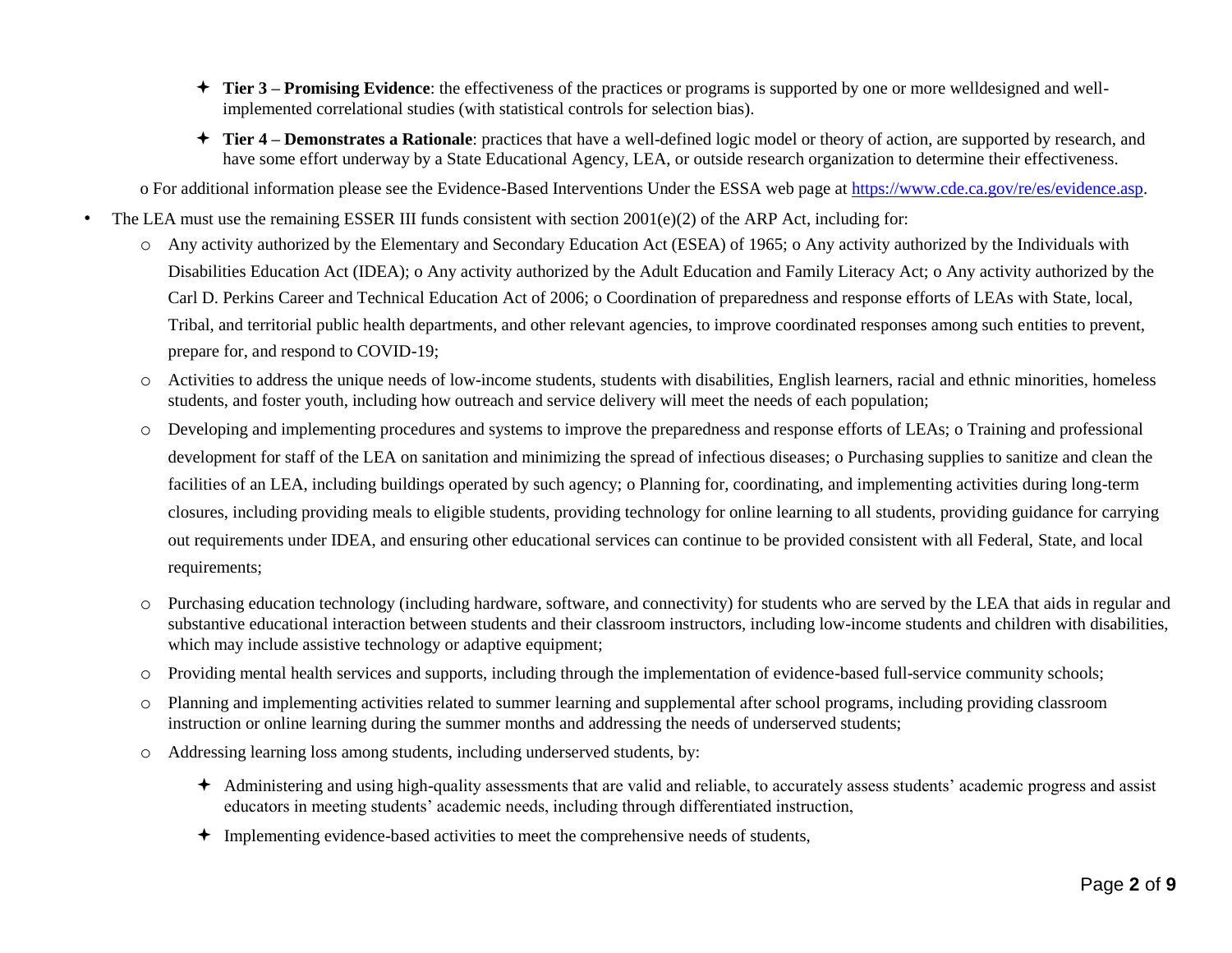- **Tier 3 – Promising Evidence**: the effectiveness of the practices or programs is supported by one or more welldesigned and well-implemented correlational studies (with statistical controls for selection bias).
    - **Tier 4 – Demonstrates a Rationale**: practices that have a well-defined logic model or theory of action, are supported by research, and have some effort underway by a State Educational Agency, LEA, or outside research organization to determine their effectiveness.

  o For additional information please see the Evidence-Based Interventions Under the ESSA web page at https://www.cde.ca.gov/re/es/evidence.asp.

- The LEA must use the remaining ESSER III funds consistent with section 2001(e)(2) of the ARP Act, including for:
  - Any activity authorized by the Elementary and Secondary Education Act (ESEA) of 1965; o Any activity authorized by the Individuals with Disabilities Education Act (IDEA); o Any activity authorized by the Adult Education and Family Literacy Act; o Any activity authorized by the Carl D. Perkins Career and Technical Education Act of 2006; o Coordination of preparedness and response efforts of LEAs with State, local, Tribal, and territorial public health departments, and other relevant agencies, to improve coordinated responses among such entities to prevent, prepare for, and respond to COVID-19;
  - Activities to address the unique needs of low-income students, students with disabilities, English learners, racial and ethnic minorities, homeless students, and foster youth, including how outreach and service delivery will meet the needs of each population;
  - Developing and implementing procedures and systems to improve the preparedness and response efforts of LEAs; o Training and professional development for staff of the LEA on sanitation and minimizing the spread of infectious diseases; o Purchasing supplies to sanitize and clean the facilities of an LEA, including buildings operated by such agency; o Planning for, coordinating, and implementing activities during long-term closures, including providing meals to eligible students, providing technology for online learning to all students, providing guidance for carrying out requirements under IDEA, and ensuring other educational services can continue to be provided consistent with all Federal, State, and local requirements;
  - Purchasing education technology (including hardware, software, and connectivity) for students who are served by the LEA that aids in regular and substantive educational interaction between students and their classroom instructors, including low-income students and children with disabilities, which may include assistive technology or adaptive equipment;
  - Providing mental health services and supports, including through the implementation of evidence-based full-service community schools;
  - Planning and implementing activities related to summer learning and supplemental after school programs, including providing classroom instruction or online learning during the summer months and addressing the needs of underserved students;
  - Addressing learning loss among students, including underserved students, by:
    - Administering and using high-quality assessments that are valid and reliable, to accurately assess students' academic progress and assist educators in meeting students' academic needs, including through differentiated instruction,
    - Implementing evidence-based activities to meet the comprehensive needs of students,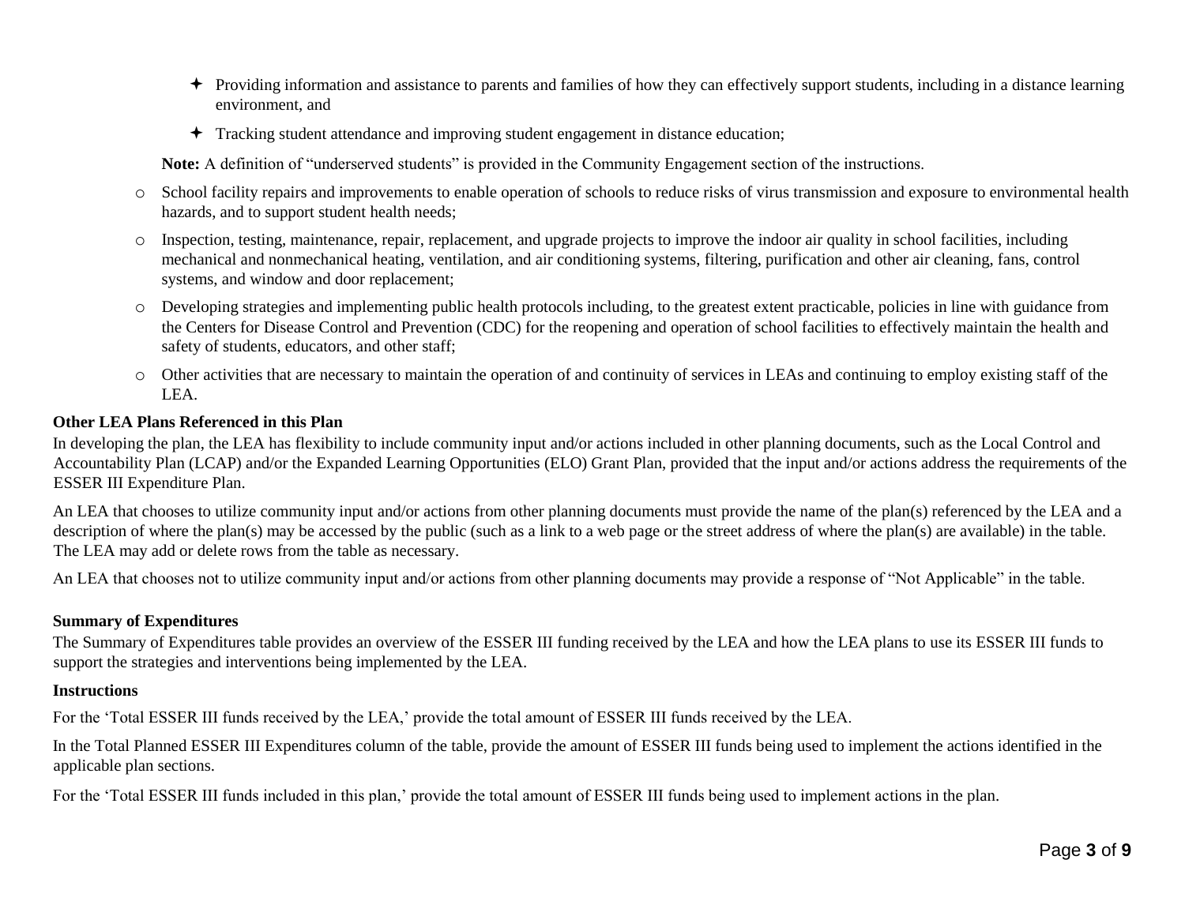- ✦ Providing information and assistance to parents and families of how they can effectively support students, including in a distance learning environment, and
- ✦ Tracking student attendance and improving student engagement in distance education;

**Note:** A definition of "underserved students" is provided in the Community Engagement section of the instructions.

- o School facility repairs and improvements to enable operation of schools to reduce risks of virus transmission and exposure to environmental health hazards, and to support student health needs;
- o Inspection, testing, maintenance, repair, replacement, and upgrade projects to improve the indoor air quality in school facilities, including mechanical and nonmechanical heating, ventilation, and air conditioning systems, filtering, purification and other air cleaning, fans, control systems, and window and door replacement;
- o Developing strategies and implementing public health protocols including, to the greatest extent practicable, policies in line with guidance from the Centers for Disease Control and Prevention (CDC) for the reopening and operation of school facilities to effectively maintain the health and safety of students, educators, and other staff;
- o Other activities that are necessary to maintain the operation of and continuity of services in LEAs and continuing to employ existing staff of the LEA.

**Other LEA Plans Referenced in this Plan**

In developing the plan, the LEA has flexibility to include community input and/or actions included in other planning documents, such as the Local Control and Accountability Plan (LCAP) and/or the Expanded Learning Opportunities (ELO) Grant Plan, provided that the input and/or actions address the requirements of the ESSER III Expenditure Plan.

An LEA that chooses to utilize community input and/or actions from other planning documents must provide the name of the plan(s) referenced by the LEA and a description of where the plan(s) may be accessed by the public (such as a link to a web page or the street address of where the plan(s) are available) in the table. The LEA may add or delete rows from the table as necessary.

An LEA that chooses not to utilize community input and/or actions from other planning documents may provide a response of "Not Applicable" in the table.

**Summary of Expenditures**

The Summary of Expenditures table provides an overview of the ESSER III funding received by the LEA and how the LEA plans to use its ESSER III funds to support the strategies and interventions being implemented by the LEA.

**Instructions**

For the 'Total ESSER III funds received by the LEA,' provide the total amount of ESSER III funds received by the LEA.

In the Total Planned ESSER III Expenditures column of the table, provide the amount of ESSER III funds being used to implement the actions identified in the applicable plan sections.

For the 'Total ESSER III funds included in this plan,' provide the total amount of ESSER III funds being used to implement actions in the plan.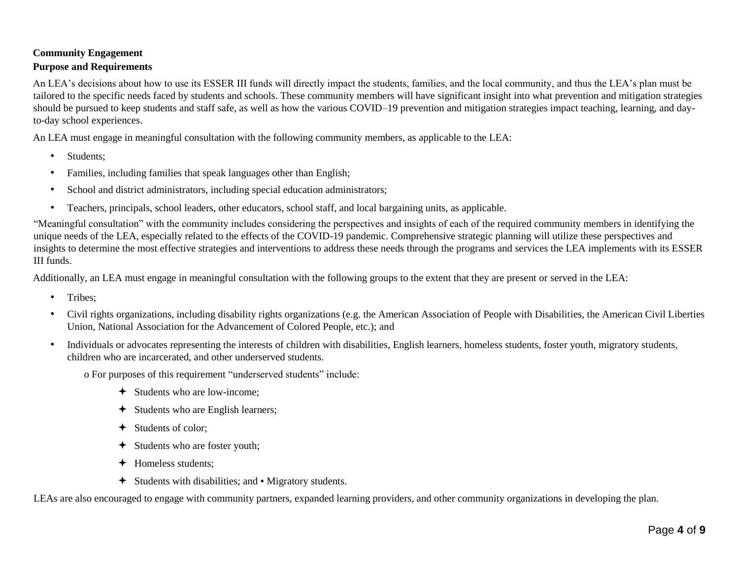**Community Engagement**

**Purpose and Requirements**

An LEA's decisions about how to use its ESSER III funds will directly impact the students, families, and the local community, and thus the LEA's plan must be tailored to the specific needs faced by students and schools. These community members will have significant insight into what prevention and mitigation strategies should be pursued to keep students and staff safe, as well as how the various COVID–19 prevention and mitigation strategies impact teaching, learning, and day-to-day school experiences.

An LEA must engage in meaningful consultation with the following community members, as applicable to the LEA:

- Students;
- Families, including families that speak languages other than English;
- School and district administrators, including special education administrators;
- Teachers, principals, school leaders, other educators, school staff, and local bargaining units, as applicable.

"Meaningful consultation" with the community includes considering the perspectives and insights of each of the required community members in identifying the unique needs of the LEA, especially related to the effects of the COVID-19 pandemic. Comprehensive strategic planning will utilize these perspectives and insights to determine the most effective strategies and interventions to address these needs through the programs and services the LEA implements with its ESSER III funds.

Additionally, an LEA must engage in meaningful consultation with the following groups to the extent that they are present or served in the LEA:

- Tribes;
- Civil rights organizations, including disability rights organizations (e.g. the American Association of People with Disabilities, the American Civil Liberties Union, National Association for the Advancement of Colored People, etc.); and
- Individuals or advocates representing the interests of children with disabilities, English learners, homeless students, foster youth, migratory students, children who are incarcerated, and other underserved students.
  - For purposes of this requirement "underserved students" include:
    - Students who are low-income;
    - Students who are English learners;
    - Students of color;
    - Students who are foster youth;
    - Homeless students;
    - Students with disabilities; and ▪ Migratory students.

LEAs are also encouraged to engage with community partners, expanded learning providers, and other community organizations in developing the plan.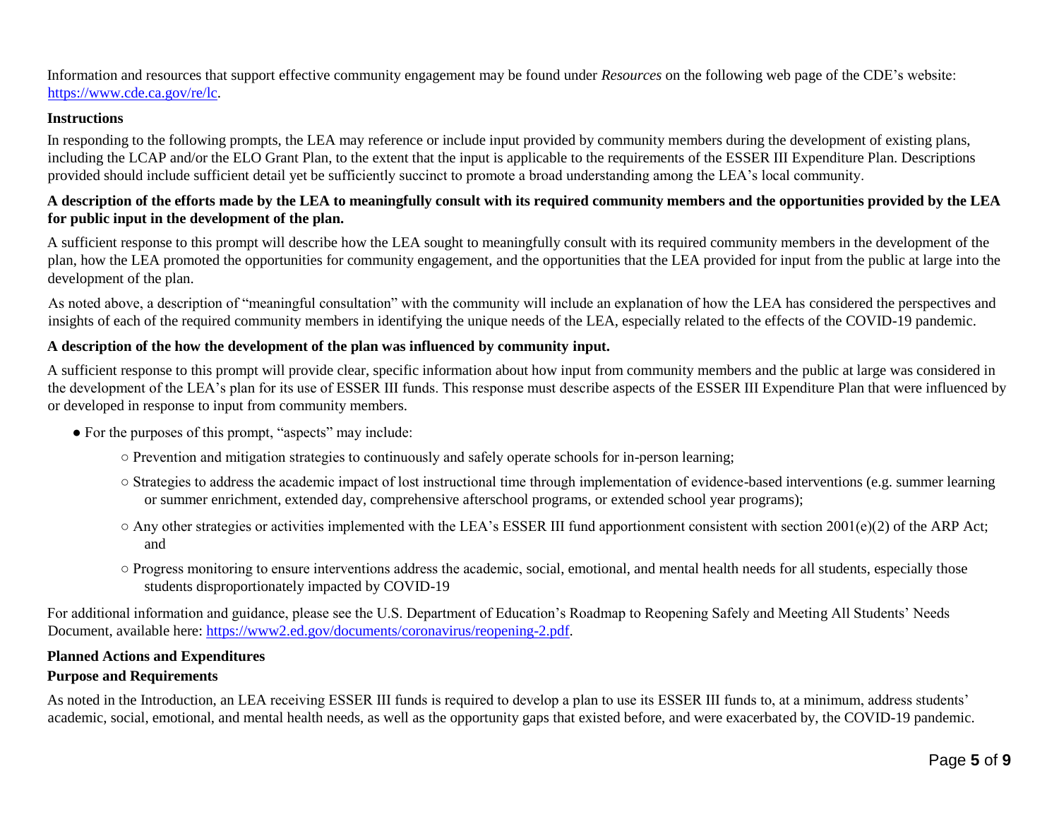Information and resources that support effective community engagement may be found under *Resources* on the following web page of the CDE's website: [https://www.cde.ca.gov/re/lc](https://www.cde.ca.gov/re/lc).

### Instructions

In responding to the following prompts, the LEA may reference or include input provided by community members during the development of existing plans, including the LCAP and/or the ELO Grant Plan, to the extent that the input is applicable to the requirements of the ESSER III Expenditure Plan. Descriptions provided should include sufficient detail yet be sufficiently succinct to promote a broad understanding among the LEA's local community.

**A description of the efforts made by the LEA to meaningfully consult with its required community members and the opportunities provided by the LEA for public input in the development of the plan.**

A sufficient response to this prompt will describe how the LEA sought to meaningfully consult with its required community members in the development of the plan, how the LEA promoted the opportunities for community engagement, and the opportunities that the LEA provided for input from the public at large into the development of the plan.

As noted above, a description of "meaningful consultation" with the community will include an explanation of how the LEA has considered the perspectives and insights of each of the required community members in identifying the unique needs of the LEA, especially related to the effects of the COVID-19 pandemic.

**A description of the how the development of the plan was influenced by community input.**

A sufficient response to this prompt will provide clear, specific information about how input from community members and the public at large was considered in the development of the LEA's plan for its use of ESSER III funds. This response must describe aspects of the ESSER III Expenditure Plan that were influenced by or developed in response to input from community members.

- For the purposes of this prompt, "aspects" may include:
  - Prevention and mitigation strategies to continuously and safely operate schools for in-person learning;
  - Strategies to address the academic impact of lost instructional time through implementation of evidence-based interventions (e.g. summer learning or summer enrichment, extended day, comprehensive afterschool programs, or extended school year programs);
  - Any other strategies or activities implemented with the LEA's ESSER III fund apportionment consistent with section 2001(e)(2) of the ARP Act; and
  - Progress monitoring to ensure interventions address the academic, social, emotional, and mental health needs for all students, especially those students disproportionately impacted by COVID-19

For additional information and guidance, please see the U.S. Department of Education's Roadmap to Reopening Safely and Meeting All Students' Needs Document, available here: [https://www2.ed.gov/documents/coronavirus/reopening-2.pdf](https://www2.ed.gov/documents/coronavirus/reopening-2.pdf).

### Planned Actions and Expenditures

### Purpose and Requirements

As noted in the Introduction, an LEA receiving ESSER III funds is required to develop a plan to use its ESSER III funds to, at a minimum, address students' academic, social, emotional, and mental health needs, as well as the opportunity gaps that existed before, and were exacerbated by, the COVID-19 pandemic.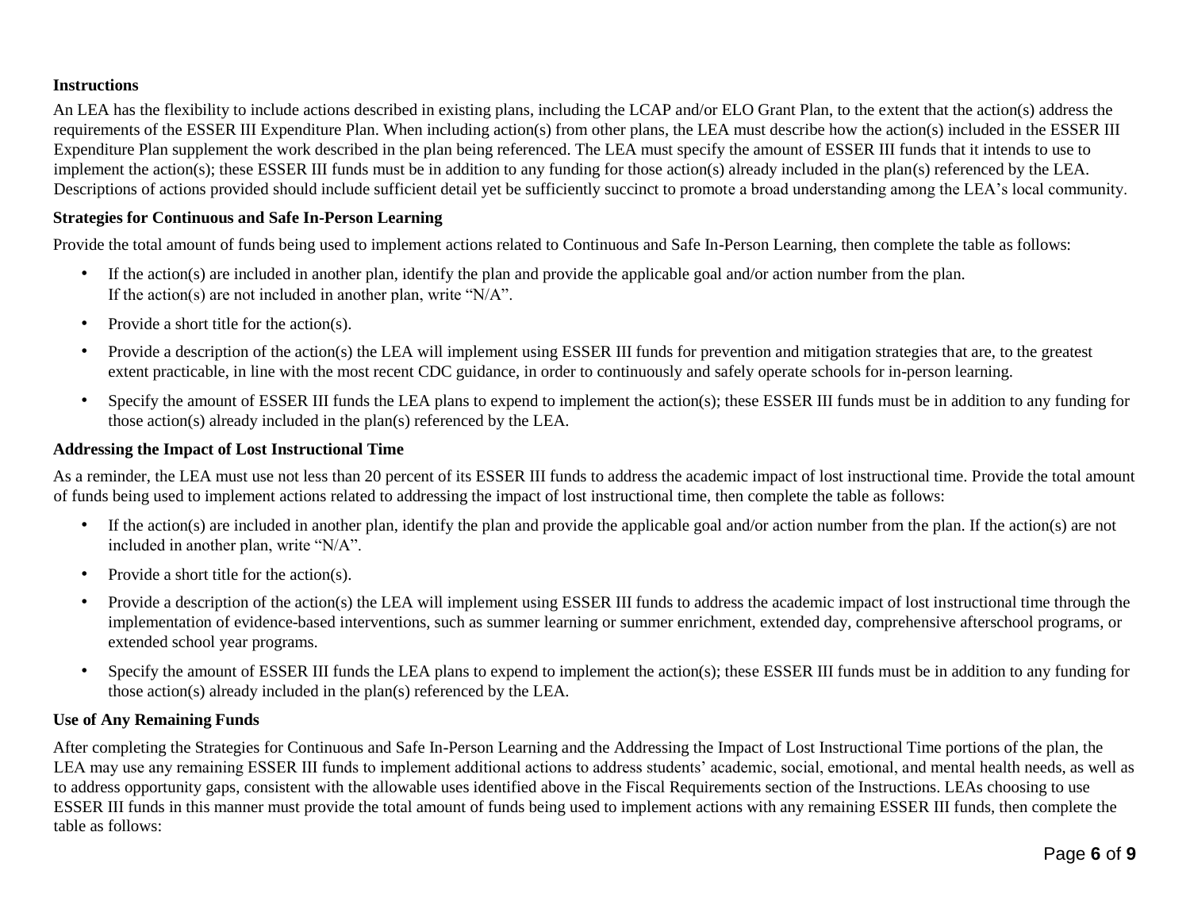### Instructions

An LEA has the flexibility to include actions described in existing plans, including the LCAP and/or ELO Grant Plan, to the extent that the action(s) address the requirements of the ESSER III Expenditure Plan. When including action(s) from other plans, the LEA must describe how the action(s) included in the ESSER III Expenditure Plan supplement the work described in the plan being referenced. The LEA must specify the amount of ESSER III funds that it intends to use to implement the action(s); these ESSER III funds must be in addition to any funding for those action(s) already included in the plan(s) referenced by the LEA. Descriptions of actions provided should include sufficient detail yet be sufficiently succinct to promote a broad understanding among the LEA's local community.

### Strategies for Continuous and Safe In-Person Learning

Provide the total amount of funds being used to implement actions related to Continuous and Safe In-Person Learning, then complete the table as follows:

- If the action(s) are included in another plan, identify the plan and provide the applicable goal and/or action number from the plan. If the action(s) are not included in another plan, write "N/A".
- Provide a short title for the action(s).
- Provide a description of the action(s) the LEA will implement using ESSER III funds for prevention and mitigation strategies that are, to the greatest extent practicable, in line with the most recent CDC guidance, in order to continuously and safely operate schools for in-person learning.
- Specify the amount of ESSER III funds the LEA plans to expend to implement the action(s); these ESSER III funds must be in addition to any funding for those action(s) already included in the plan(s) referenced by the LEA.

### Addressing the Impact of Lost Instructional Time

As a reminder, the LEA must use not less than 20 percent of its ESSER III funds to address the academic impact of lost instructional time. Provide the total amount of funds being used to implement actions related to addressing the impact of lost instructional time, then complete the table as follows:

- If the action(s) are included in another plan, identify the plan and provide the applicable goal and/or action number from the plan. If the action(s) are not included in another plan, write "N/A".
- Provide a short title for the action(s).
- Provide a description of the action(s) the LEA will implement using ESSER III funds to address the academic impact of lost instructional time through the implementation of evidence-based interventions, such as summer learning or summer enrichment, extended day, comprehensive afterschool programs, or extended school year programs.
- Specify the amount of ESSER III funds the LEA plans to expend to implement the action(s); these ESSER III funds must be in addition to any funding for those action(s) already included in the plan(s) referenced by the LEA.

### Use of Any Remaining Funds

After completing the Strategies for Continuous and Safe In-Person Learning and the Addressing the Impact of Lost Instructional Time portions of the plan, the LEA may use any remaining ESSER III funds to implement additional actions to address students' academic, social, emotional, and mental health needs, as well as to address opportunity gaps, consistent with the allowable uses identified above in the Fiscal Requirements section of the Instructions. LEAs choosing to use ESSER III funds in this manner must provide the total amount of funds being used to implement actions with any remaining ESSER III funds, then complete the table as follows: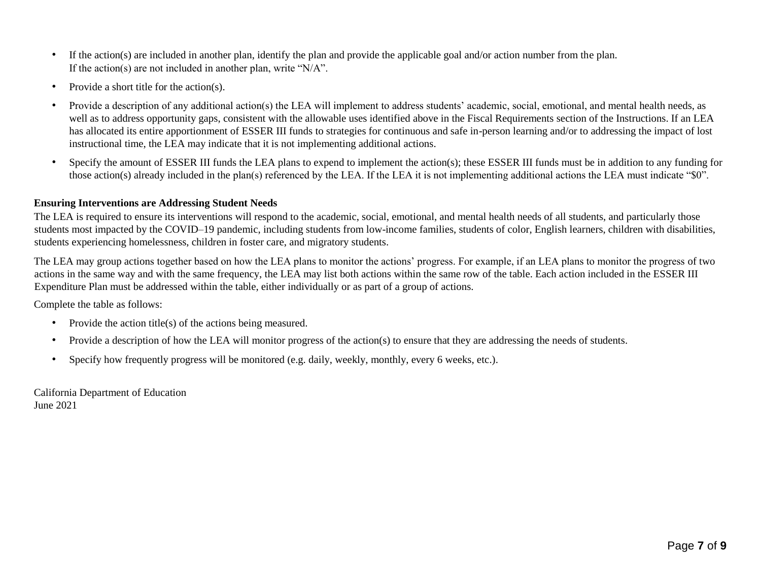- If the action(s) are included in another plan, identify the plan and provide the applicable goal and/or action number from the plan. If the action(s) are not included in another plan, write "N/A".
- Provide a short title for the action(s).
- Provide a description of any additional action(s) the LEA will implement to address students' academic, social, emotional, and mental health needs, as well as to address opportunity gaps, consistent with the allowable uses identified above in the Fiscal Requirements section of the Instructions. If an LEA has allocated its entire apportionment of ESSER III funds to strategies for continuous and safe in-person learning and/or to addressing the impact of lost instructional time, the LEA may indicate that it is not implementing additional actions.
- Specify the amount of ESSER III funds the LEA plans to expend to implement the action(s); these ESSER III funds must be in addition to any funding for those action(s) already included in the plan(s) referenced by the LEA. If the LEA it is not implementing additional actions the LEA must indicate "$0".

**Ensuring Interventions are Addressing Student Needs**

The LEA is required to ensure its interventions will respond to the academic, social, emotional, and mental health needs of all students, and particularly those students most impacted by the COVID–19 pandemic, including students from low-income families, students of color, English learners, children with disabilities, students experiencing homelessness, children in foster care, and migratory students.

The LEA may group actions together based on how the LEA plans to monitor the actions' progress. For example, if an LEA plans to monitor the progress of two actions in the same way and with the same frequency, the LEA may list both actions within the same row of the table. Each action included in the ESSER III Expenditure Plan must be addressed within the table, either individually or as part of a group of actions.

Complete the table as follows:

- Provide the action title(s) of the actions being measured.
- Provide a description of how the LEA will monitor progress of the action(s) to ensure that they are addressing the needs of students.
- Specify how frequently progress will be monitored (e.g. daily, weekly, monthly, every 6 weeks, etc.).

California Department of Education
June 2021